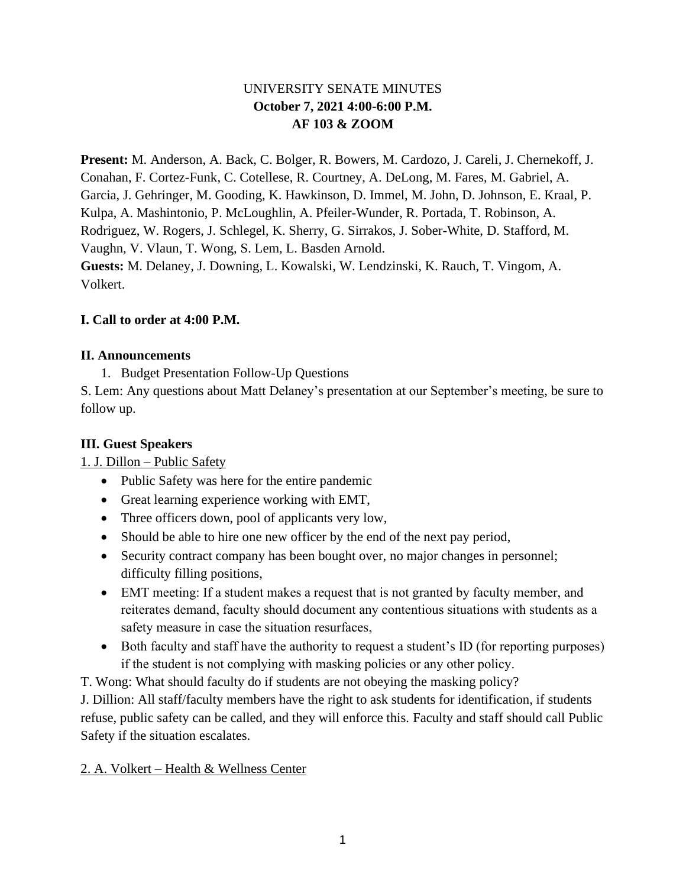# UNIVERSITY SENATE MINUTES
## October 7, 2021 4:00-6:00 P.M.
## AF 103 & ZOOM

**Present:** M. Anderson, A. Back, C. Bolger, R. Bowers, M. Cardozo, J. Careli, J. Chernekoff, J. Conahan, F. Cortez-Funk, C. Cotellese, R. Courtney, A. DeLong, M. Fares, M. Gabriel, A. Garcia, J. Gehringer, M. Gooding, K. Hawkinson, D. Immel, M. John, D. Johnson, E. Kraal, P. Kulpa, A. Mashintonio, P. McLoughlin, A. Pfeiler-Wunder, R. Portada, T. Robinson, A. Rodriguez, W. Rogers, J. Schlegel, K. Sherry, G. Sirrakos, J. Sober-White, D. Stafford, M. Vaughn, V. Vlaun, T. Wong, S. Lem, L. Basden Arnold.
**Guests:** M. Delaney, J. Downing, L. Kowalski, W. Lendzinski, K. Rauch, T. Vingom, A. Volkert.

### I. Call to order at 4:00 P.M.

### II. Announcements

1. Budget Presentation Follow-Up Questions

S. Lem: Any questions about Matt Delaney's presentation at our September's meeting, be sure to follow up.

### III. Guest Speakers

1. J. Dillon – Public Safety

- Public Safety was here for the entire pandemic
- Great learning experience working with EMT,
- Three officers down, pool of applicants very low,
- Should be able to hire one new officer by the end of the next pay period,
- Security contract company has been bought over, no major changes in personnel; difficulty filling positions,
- EMT meeting: If a student makes a request that is not granted by faculty member, and reiterates demand, faculty should document any contentious situations with students as a safety measure in case the situation resurfaces,
- Both faculty and staff have the authority to request a student's ID (for reporting purposes) if the student is not complying with masking policies or any other policy.

T. Wong: What should faculty do if students are not obeying the masking policy?

J. Dillion: All staff/faculty members have the right to ask students for identification, if students refuse, public safety can be called, and they will enforce this. Faculty and staff should call Public Safety if the situation escalates.

2. A. Volkert – Health & Wellness Center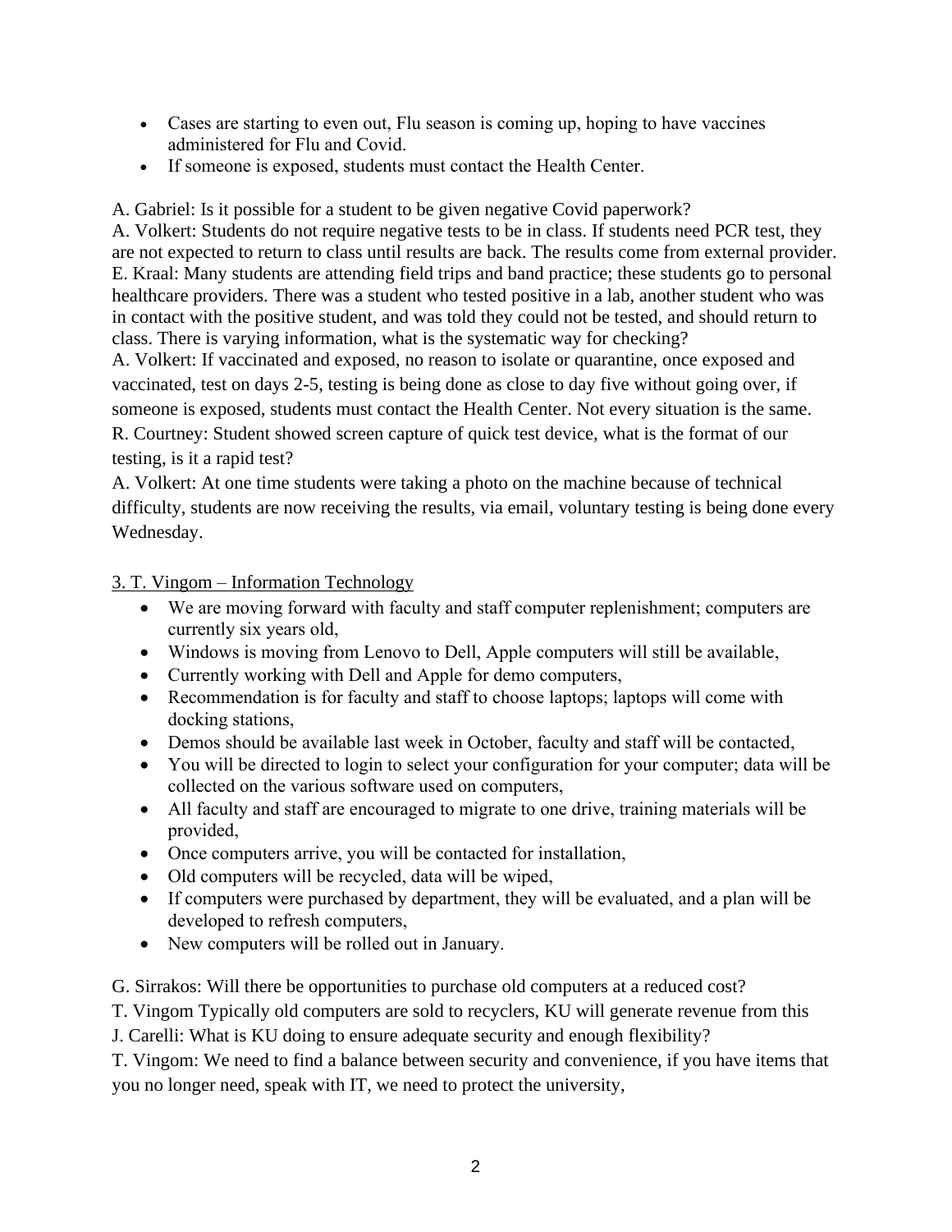- Cases are starting to even out, Flu season is coming up, hoping to have vaccines administered for Flu and Covid.
- If someone is exposed, students must contact the Health Center.

A. Gabriel: Is it possible for a student to be given negative Covid paperwork?
A. Volkert: Students do not require negative tests to be in class. If students need PCR test, they are not expected to return to class until results are back. The results come from external provider.
E. Kraal: Many students are attending field trips and band practice; these students go to personal healthcare providers. There was a student who tested positive in a lab, another student who was in contact with the positive student, and was told they could not be tested, and should return to class. There is varying information, what is the systematic way for checking?
A. Volkert: If vaccinated and exposed, no reason to isolate or quarantine, once exposed and vaccinated, test on days 2-5, testing is being done as close to day five without going over, if someone is exposed, students must contact the Health Center. Not every situation is the same.
R. Courtney: Student showed screen capture of quick test device, what is the format of our testing, is it a rapid test?
A. Volkert: At one time students were taking a photo on the machine because of technical difficulty, students are now receiving the results, via email, voluntary testing is being done every Wednesday.

3. T. Vingom – Information Technology

- We are moving forward with faculty and staff computer replenishment; computers are currently six years old,
- Windows is moving from Lenovo to Dell, Apple computers will still be available,
- Currently working with Dell and Apple for demo computers,
- Recommendation is for faculty and staff to choose laptops; laptops will come with docking stations,
- Demos should be available last week in October, faculty and staff will be contacted,
- You will be directed to login to select your configuration for your computer; data will be collected on the various software used on computers,
- All faculty and staff are encouraged to migrate to one drive, training materials will be provided,
- Once computers arrive, you will be contacted for installation,
- Old computers will be recycled, data will be wiped,
- If computers were purchased by department, they will be evaluated, and a plan will be developed to refresh computers,
- New computers will be rolled out in January.

G. Sirrakos: Will there be opportunities to purchase old computers at a reduced cost?
T. Vingom Typically old computers are sold to recyclers, KU will generate revenue from this
J. Carelli: What is KU doing to ensure adequate security and enough flexibility?
T. Vingom: We need to find a balance between security and convenience, if you have items that you no longer need, speak with IT, we need to protect the university,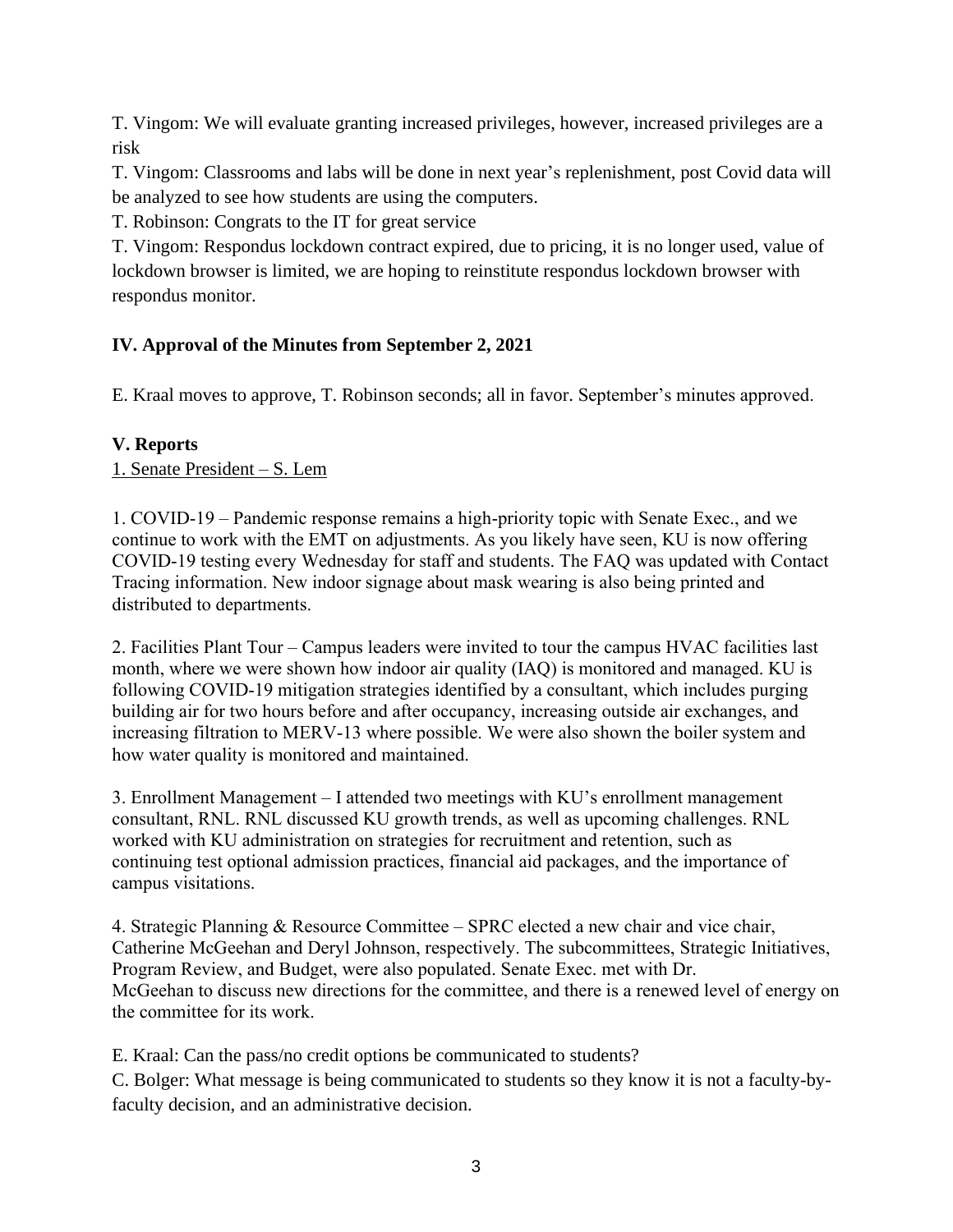T. Vingom: We will evaluate granting increased privileges, however, increased privileges are a risk

T. Vingom: Classrooms and labs will be done in next year's replenishment, post Covid data will be analyzed to see how students are using the computers.

T. Robinson: Congrats to the IT for great service

T. Vingom: Respondus lockdown contract expired, due to pricing, it is no longer used, value of lockdown browser is limited, we are hoping to reinstitute respondus lockdown browser with respondus monitor.

## IV. Approval of the Minutes from September 2, 2021

E. Kraal moves to approve, T. Robinson seconds; all in favor. September's minutes approved.

## V. Reports

1. Senate President – S. Lem

1. COVID-19 – Pandemic response remains a high-priority topic with Senate Exec., and we continue to work with the EMT on adjustments. As you likely have seen, KU is now offering COVID-19 testing every Wednesday for staff and students. The FAQ was updated with Contact Tracing information. New indoor signage about mask wearing is also being printed and distributed to departments.

2. Facilities Plant Tour – Campus leaders were invited to tour the campus HVAC facilities last month, where we were shown how indoor air quality (IAQ) is monitored and managed. KU is following COVID-19 mitigation strategies identified by a consultant, which includes purging building air for two hours before and after occupancy, increasing outside air exchanges, and increasing filtration to MERV-13 where possible. We were also shown the boiler system and how water quality is monitored and maintained.

3. Enrollment Management – I attended two meetings with KU's enrollment management consultant, RNL. RNL discussed KU growth trends, as well as upcoming challenges. RNL worked with KU administration on strategies for recruitment and retention, such as continuing test optional admission practices, financial aid packages, and the importance of campus visitations.

4. Strategic Planning & Resource Committee – SPRC elected a new chair and vice chair, Catherine McGeehan and Deryl Johnson, respectively. The subcommittees, Strategic Initiatives, Program Review, and Budget, were also populated. Senate Exec. met with Dr. McGeehan to discuss new directions for the committee, and there is a renewed level of energy on the committee for its work.

E. Kraal: Can the pass/no credit options be communicated to students?

C. Bolger: What message is being communicated to students so they know it is not a faculty-by-faculty decision, and an administrative decision.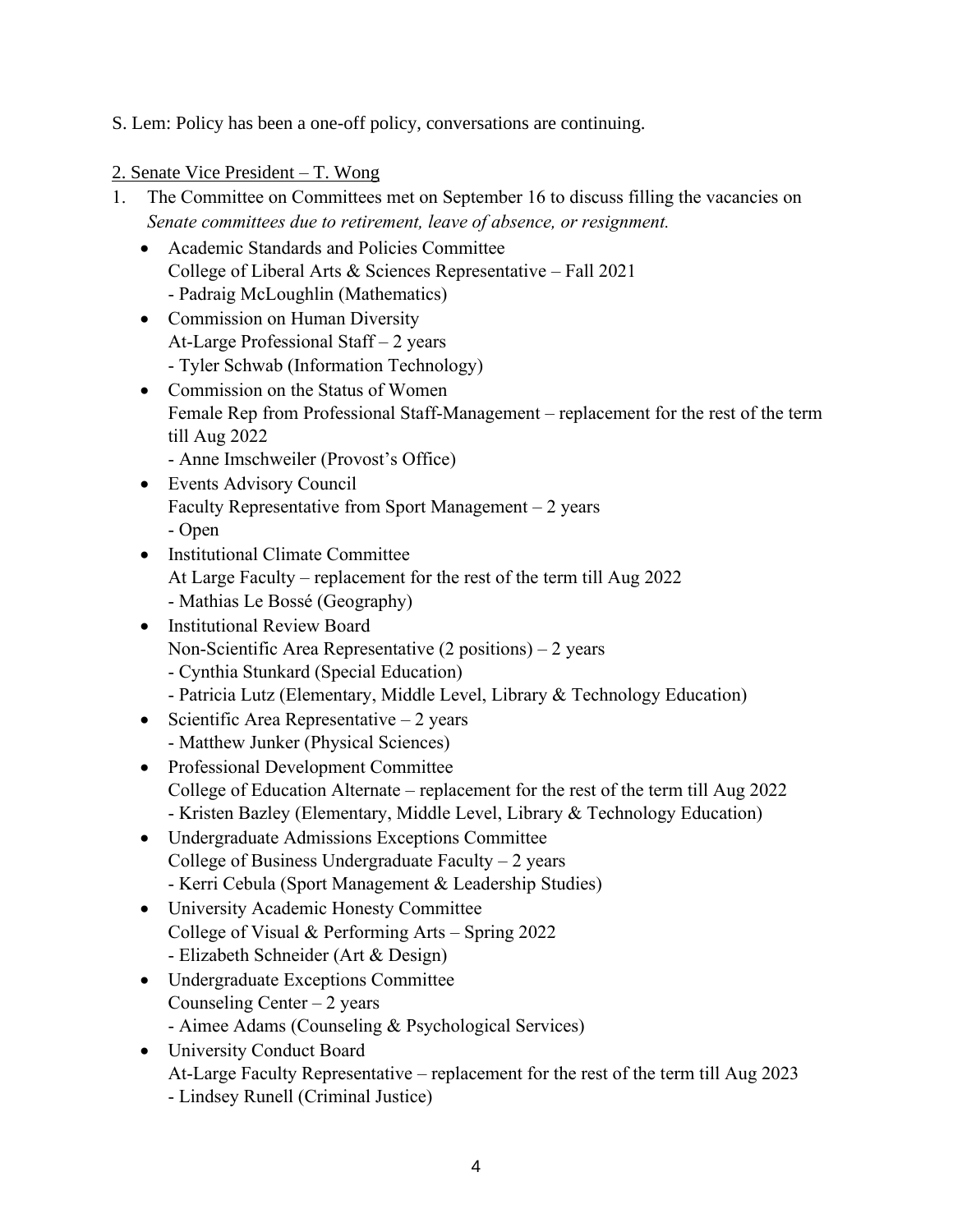S. Lem: Policy has been a one-off policy, conversations are continuing.

<u>2. Senate Vice President – T. Wong</u>

1. The Committee on Committees met on September 16 to discuss filling the vacancies on *Senate committees due to retirement, leave of absence, or resignment.*
   - Academic Standards and Policies Committee
     College of Liberal Arts & Sciences Representative – Fall 2021
     - Padraig McLoughlin (Mathematics)
   - Commission on Human Diversity
     At-Large Professional Staff – 2 years
     - Tyler Schwab (Information Technology)
   - Commission on the Status of Women
     Female Rep from Professional Staff-Management – replacement for the rest of the term till Aug 2022
     - Anne Imschweiler (Provost's Office)
   - Events Advisory Council
     Faculty Representative from Sport Management – 2 years
     - Open
   - Institutional Climate Committee
     At Large Faculty – replacement for the rest of the term till Aug 2022
     - Mathias Le Bossé (Geography)
   - Institutional Review Board
     Non-Scientific Area Representative (2 positions) – 2 years
     - Cynthia Stunkard (Special Education)
     - Patricia Lutz (Elementary, Middle Level, Library & Technology Education)
   - Scientific Area Representative – 2 years
     - Matthew Junker (Physical Sciences)
   - Professional Development Committee
     College of Education Alternate – replacement for the rest of the term till Aug 2022
     - Kristen Bazley (Elementary, Middle Level, Library & Technology Education)
   - Undergraduate Admissions Exceptions Committee
     College of Business Undergraduate Faculty – 2 years
     - Kerri Cebula (Sport Management & Leadership Studies)
   - University Academic Honesty Committee
     College of Visual & Performing Arts – Spring 2022
     - Elizabeth Schneider (Art & Design)
   - Undergraduate Exceptions Committee
     Counseling Center – 2 years
     - Aimee Adams (Counseling & Psychological Services)
   - University Conduct Board
     At-Large Faculty Representative – replacement for the rest of the term till Aug 2023
     - Lindsey Runell (Criminal Justice)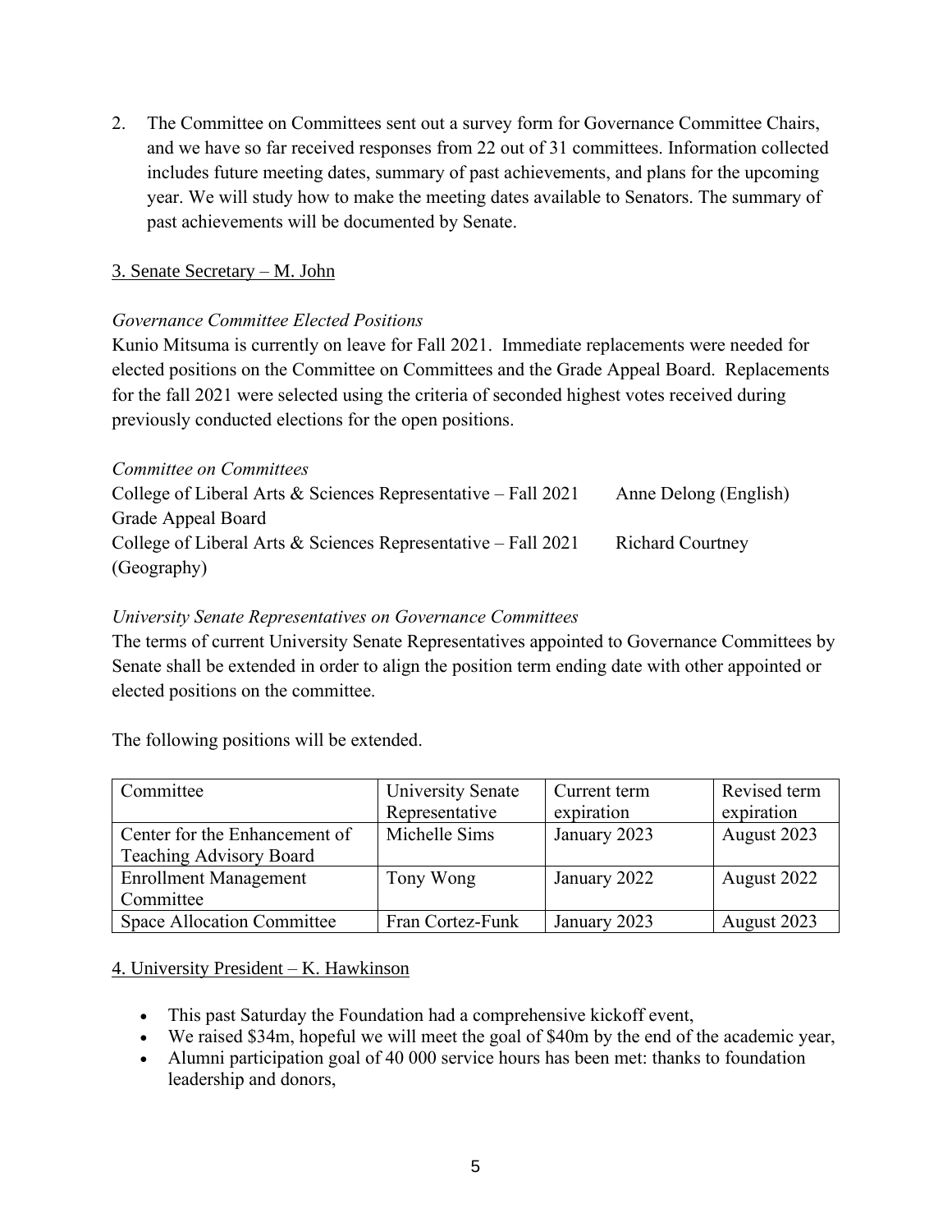2. The Committee on Committees sent out a survey form for Governance Committee Chairs, and we have so far received responses from 22 out of 31 committees. Information collected includes future meeting dates, summary of past achievements, and plans for the upcoming year. We will study how to make the meeting dates available to Senators. The summary of past achievements will be documented by Senate.

3. Senate Secretary – M. John

*Governance Committee Elected Positions*

Kunio Mitsuma is currently on leave for Fall 2021. Immediate replacements were needed for elected positions on the Committee on Committees and the Grade Appeal Board. Replacements for the fall 2021 were selected using the criteria of seconded highest votes received during previously conducted elections for the open positions.

*Committee on Committees*

College of Liberal Arts & Sciences Representative – Fall 2021 Anne Delong (English)

Grade Appeal Board

College of Liberal Arts & Sciences Representative – Fall 2021 Richard Courtney (Geography)

*University Senate Representatives on Governance Committees*

The terms of current University Senate Representatives appointed to Governance Committees by Senate shall be extended in order to align the position term ending date with other appointed or elected positions on the committee.

The following positions will be extended.

| Committee | University Senate Representative | Current term expiration | Revised term expiration |
|---|---|---|---|
| Center for the Enhancement of Teaching Advisory Board | Michelle Sims | January 2023 | August 2023 |
| Enrollment Management Committee | Tony Wong | January 2022 | August 2022 |
| Space Allocation Committee | Fran Cortez-Funk | January 2023 | August 2023 |

4. University President – K. Hawkinson

- This past Saturday the Foundation had a comprehensive kickoff event,
- We raised $34m, hopeful we will meet the goal of $40m by the end of the academic year,
- Alumni participation goal of 40 000 service hours has been met: thanks to foundation leadership and donors,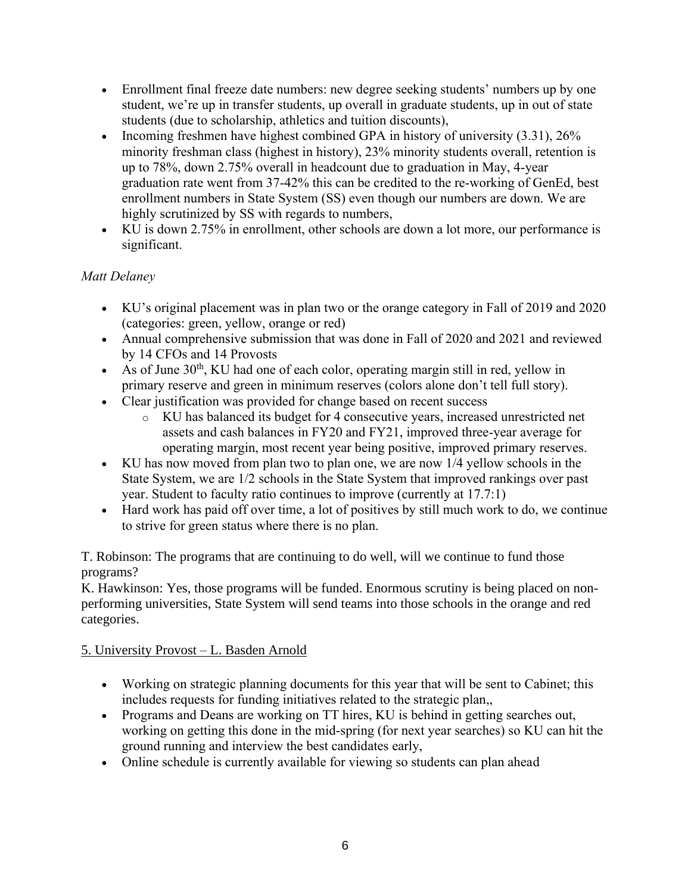- Enrollment final freeze date numbers: new degree seeking students' numbers up by one student, we're up in transfer students, up overall in graduate students, up in out of state students (due to scholarship, athletics and tuition discounts),
- Incoming freshmen have highest combined GPA in history of university (3.31), 26% minority freshman class (highest in history), 23% minority students overall, retention is up to 78%, down 2.75% overall in headcount due to graduation in May, 4-year graduation rate went from 37-42% this can be credited to the re-working of GenEd, best enrollment numbers in State System (SS) even though our numbers are down. We are highly scrutinized by SS with regards to numbers,
- KU is down 2.75% in enrollment, other schools are down a lot more, our performance is significant.

*Matt Delaney*

- KU's original placement was in plan two or the orange category in Fall of 2019 and 2020 (categories: green, yellow, orange or red)
- Annual comprehensive submission that was done in Fall of 2020 and 2021 and reviewed by 14 CFOs and 14 Provosts
- As of June 30th, KU had one of each color, operating margin still in red, yellow in primary reserve and green in minimum reserves (colors alone don't tell full story).
- Clear justification was provided for change based on recent success
  - KU has balanced its budget for 4 consecutive years, increased unrestricted net assets and cash balances in FY20 and FY21, improved three-year average for operating margin, most recent year being positive, improved primary reserves.
- KU has now moved from plan two to plan one, we are now 1/4 yellow schools in the State System, we are 1/2 schools in the State System that improved rankings over past year. Student to faculty ratio continues to improve (currently at 17.7:1)
- Hard work has paid off over time, a lot of positives by still much work to do, we continue to strive for green status where there is no plan.

T. Robinson: The programs that are continuing to do well, will we continue to fund those programs?
K. Hawkinson: Yes, those programs will be funded. Enormous scrutiny is being placed on non-performing universities, State System will send teams into those schools in the orange and red categories.

<u>5. University Provost – L. Basden Arnold</u>

- Working on strategic planning documents for this year that will be sent to Cabinet; this includes requests for funding initiatives related to the strategic plan,,
- Programs and Deans are working on TT hires, KU is behind in getting searches out, working on getting this done in the mid-spring (for next year searches) so KU can hit the ground running and interview the best candidates early,
- Online schedule is currently available for viewing so students can plan ahead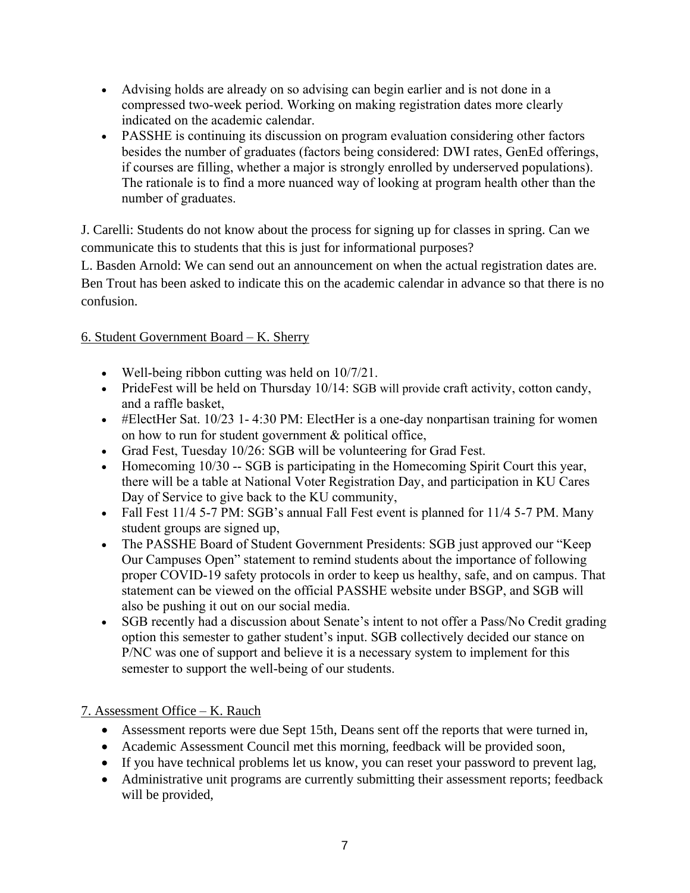- Advising holds are already on so advising can begin earlier and is not done in a compressed two-week period. Working on making registration dates more clearly indicated on the academic calendar.
- PASSHE is continuing its discussion on program evaluation considering other factors besides the number of graduates (factors being considered: DWI rates, GenEd offerings, if courses are filling, whether a major is strongly enrolled by underserved populations). The rationale is to find a more nuanced way of looking at program health other than the number of graduates.

J. Carelli: Students do not know about the process for signing up for classes in spring. Can we communicate this to students that this is just for informational purposes?
L. Basden Arnold: We can send out an announcement on when the actual registration dates are. Ben Trout has been asked to indicate this on the academic calendar in advance so that there is no confusion.

6. Student Government Board – K. Sherry

- Well-being ribbon cutting was held on 10/7/21.
- PrideFest will be held on Thursday 10/14: SGB will provide craft activity, cotton candy, and a raffle basket,
- #ElectHer Sat. 10/23 1- 4:30 PM: ElectHer is a one-day nonpartisan training for women on how to run for student government & political office,
- Grad Fest, Tuesday 10/26: SGB will be volunteering for Grad Fest.
- Homecoming 10/30 -- SGB is participating in the Homecoming Spirit Court this year, there will be a table at National Voter Registration Day, and participation in KU Cares Day of Service to give back to the KU community,
- Fall Fest 11/4 5-7 PM: SGB's annual Fall Fest event is planned for 11/4 5-7 PM. Many student groups are signed up,
- The PASSHE Board of Student Government Presidents: SGB just approved our "Keep Our Campuses Open" statement to remind students about the importance of following proper COVID-19 safety protocols in order to keep us healthy, safe, and on campus. That statement can be viewed on the official PASSHE website under BSGP, and SGB will also be pushing it out on our social media.
- SGB recently had a discussion about Senate's intent to not offer a Pass/No Credit grading option this semester to gather student's input. SGB collectively decided our stance on P/NC was one of support and believe it is a necessary system to implement for this semester to support the well-being of our students.

7. Assessment Office – K. Rauch

- Assessment reports were due Sept 15th, Deans sent off the reports that were turned in,
- Academic Assessment Council met this morning, feedback will be provided soon,
- If you have technical problems let us know, you can reset your password to prevent lag,
- Administrative unit programs are currently submitting their assessment reports; feedback will be provided,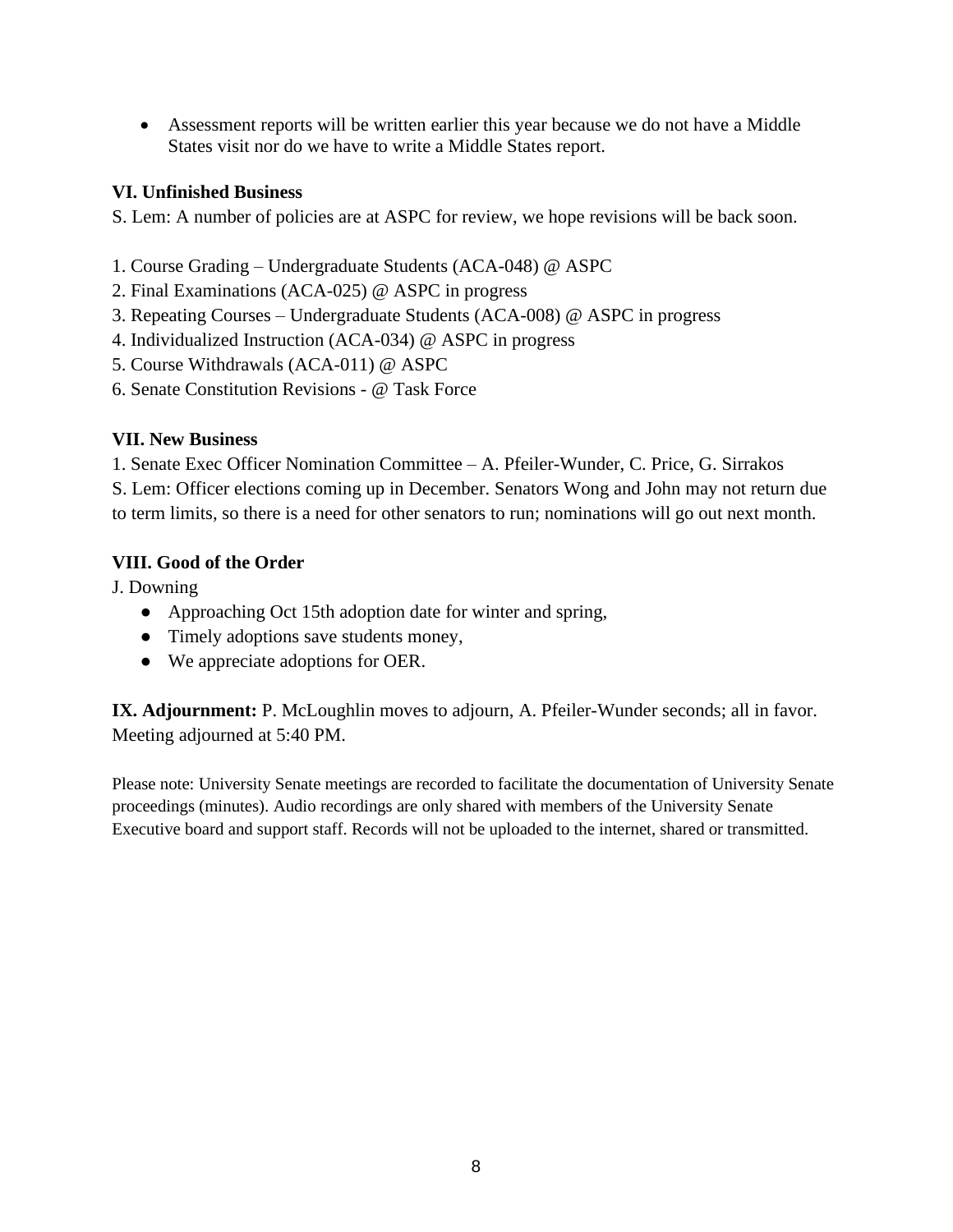- Assessment reports will be written earlier this year because we do not have a Middle States visit nor do we have to write a Middle States report.

**VI. Unfinished Business**

S. Lem: A number of policies are at ASPC for review, we hope revisions will be back soon.

1. Course Grading – Undergraduate Students (ACA-048) @ ASPC
2. Final Examinations (ACA-025) @ ASPC in progress
3. Repeating Courses – Undergraduate Students (ACA-008) @ ASPC in progress
4. Individualized Instruction (ACA-034) @ ASPC in progress
5. Course Withdrawals (ACA-011) @ ASPC
6. Senate Constitution Revisions - @ Task Force

**VII. New Business**

1. Senate Exec Officer Nomination Committee – A. Pfeiler-Wunder, C. Price, G. Sirrakos

S. Lem: Officer elections coming up in December. Senators Wong and John may not return due to term limits, so there is a need for other senators to run; nominations will go out next month.

**VIII. Good of the Order**

J. Downing

- Approaching Oct 15th adoption date for winter and spring,
- Timely adoptions save students money,
- We appreciate adoptions for OER.

**IX. Adjournment:** P. McLoughlin moves to adjourn, A. Pfeiler-Wunder seconds; all in favor. Meeting adjourned at 5:40 PM.

Please note: University Senate meetings are recorded to facilitate the documentation of University Senate proceedings (minutes). Audio recordings are only shared with members of the University Senate Executive board and support staff. Records will not be uploaded to the internet, shared or transmitted.